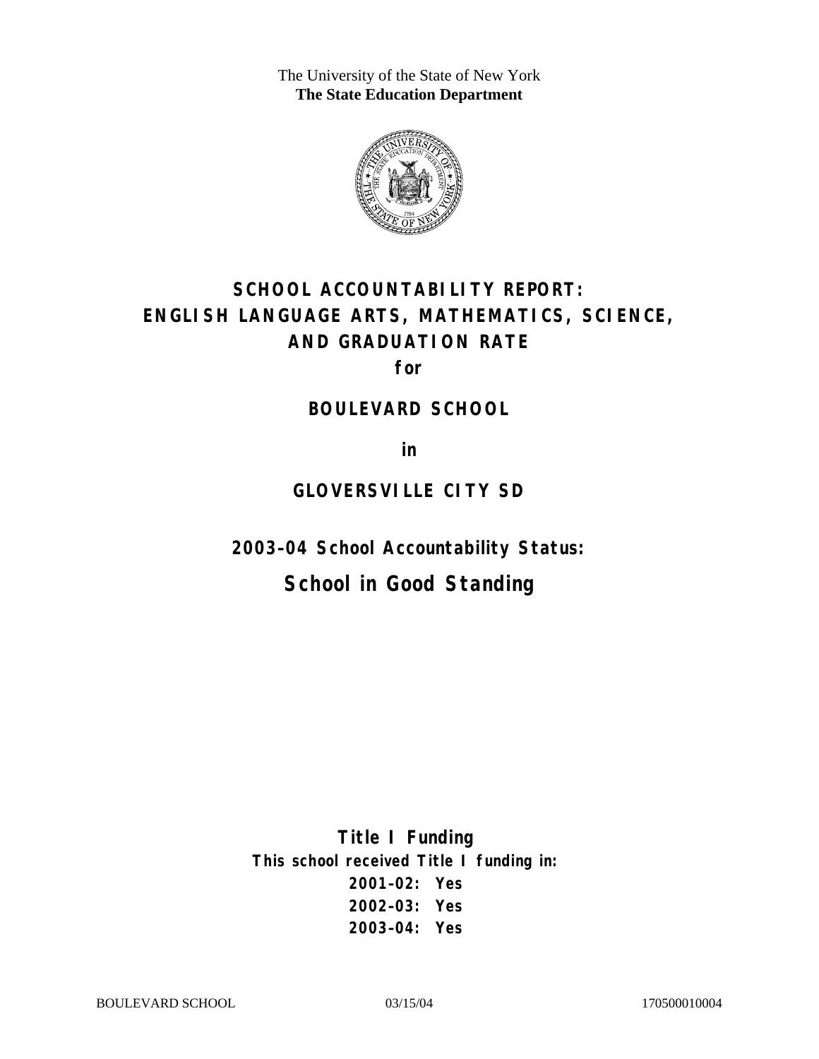The University of the State of New York
**The State Education Department**

# SCHOOL ACCOUNTABILITY REPORT: ENGLISH LANGUAGE ARTS, MATHEMATICS, SCIENCE, AND GRADUATION RATE

**for**

## BOULEVARD SCHOOL

**in**

## GLOVERSVILLE CITY SD

### 2003–04 School Accountability Status:

## School in Good Standing

**Title I Funding**

**This school received Title I funding in:**

**2001–02: Yes**

**2002–03: Yes**

**2003–04: Yes**

BOULEVARD SCHOOL 03/15/04 170500010004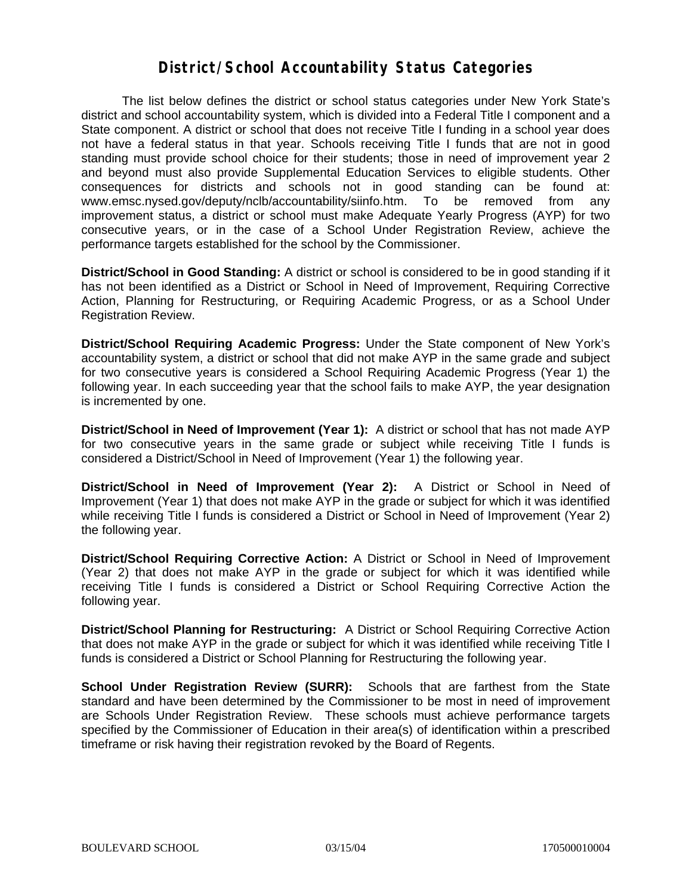# District/School Accountability Status Categories

The list below defines the district or school status categories under New York State's district and school accountability system, which is divided into a Federal Title I component and a State component. A district or school that does not receive Title I funding in a school year does not have a federal status in that year. Schools receiving Title I funds that are not in good standing must provide school choice for their students; those in need of improvement year 2 and beyond must also provide Supplemental Education Services to eligible students. Other consequences for districts and schools not in good standing can be found at: www.emsc.nysed.gov/deputy/nclb/accountability/siinfo.htm. To be removed from any improvement status, a district or school must make Adequate Yearly Progress (AYP) for two consecutive years, or in the case of a School Under Registration Review, achieve the performance targets established for the school by the Commissioner.

**District/School in Good Standing:** A district or school is considered to be in good standing if it has not been identified as a District or School in Need of Improvement, Requiring Corrective Action, Planning for Restructuring, or Requiring Academic Progress, or as a School Under Registration Review.

**District/School Requiring Academic Progress:** Under the State component of New York's accountability system, a district or school that did not make AYP in the same grade and subject for two consecutive years is considered a School Requiring Academic Progress (Year 1) the following year. In each succeeding year that the school fails to make AYP, the year designation is incremented by one.

**District/School in Need of Improvement (Year 1):** A district or school that has not made AYP for two consecutive years in the same grade or subject while receiving Title I funds is considered a District/School in Need of Improvement (Year 1) the following year.

**District/School in Need of Improvement (Year 2):** A District or School in Need of Improvement (Year 1) that does not make AYP in the grade or subject for which it was identified while receiving Title I funds is considered a District or School in Need of Improvement (Year 2) the following year.

**District/School Requiring Corrective Action:** A District or School in Need of Improvement (Year 2) that does not make AYP in the grade or subject for which it was identified while receiving Title I funds is considered a District or School Requiring Corrective Action the following year.

**District/School Planning for Restructuring:** A District or School Requiring Corrective Action that does not make AYP in the grade or subject for which it was identified while receiving Title I funds is considered a District or School Planning for Restructuring the following year.

**School Under Registration Review (SURR):** Schools that are farthest from the State standard and have been determined by the Commissioner to be most in need of improvement are Schools Under Registration Review. These schools must achieve performance targets specified by the Commissioner of Education in their area(s) of identification within a prescribed timeframe or risk having their registration revoked by the Board of Regents.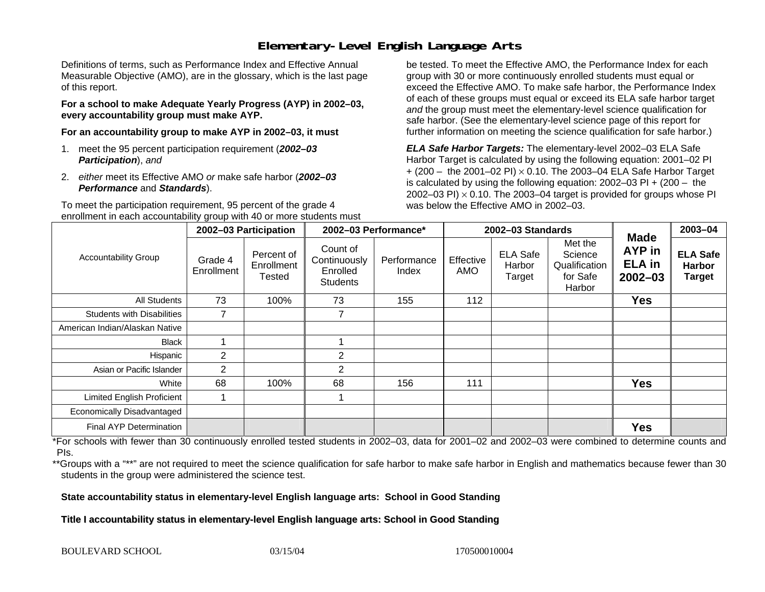# Elementary-Level English Language Arts

Definitions of terms, such as Performance Index and Effective Annual Measurable Objective (AMO), are in the glossary, which is the last page of this report.

**For a school to make Adequate Yearly Progress (AYP) in 2002–03, every accountability group must make AYP.**

**For an accountability group to make AYP in 2002–03, it must**

1. meet the 95 percent participation requirement (***2002–03 Participation***), *and*
2. *either* meet its Effective AMO *or* make safe harbor (***2002–03 Performance*** and ***Standards***).

To meet the participation requirement, 95 percent of the grade 4 enrollment in each accountability group with 40 or more students must be tested. To meet the Effective AMO, the Performance Index for each group with 30 or more continuously enrolled students must equal or exceed the Effective AMO. To make safe harbor, the Performance Index of each of these groups must equal or exceed its ELA safe harbor target *and* the group must meet the elementary-level science qualification for safe harbor. (See the elementary-level science page of this report for further information on meeting the science qualification for safe harbor.)

***ELA Safe Harbor Targets:*** The elementary-level 2002–03 ELA Safe Harbor Target is calculated by using the following equation: 2001–02 PI + (200 – the 2001–02 PI) × 0.10. The 2003–04 ELA Safe Harbor Target is calculated by using the following equation: 2002–03 PI + (200 – the 2002–03 PI) × 0.10. The 2003–04 target is provided for groups whose PI was below the Effective AMO in 2002–03.

| Accountability Group | 2002–03 Participation | | 2002–03 Performance* | | 2002–03 Standards | | | Made AYP in ELA in 2002–03 | 2003–04 |
|---|---|---|---|---|---|---|---|---|---|
| | Grade 4 Enrollment | Percent of Enrollment Tested | Count of Continuously Enrolled Students | Performance Index | Effective AMO | ELA Safe Harbor Target | Met the Science Qualification for Safe Harbor | | ELA Safe Harbor Target |
| All Students | 73 | 100% | 73 | 155 | 112 | | | **Yes** | |
| Students with Disabilities | 7 | | 7 | | | | | | |
| American Indian/Alaskan Native | | | | | | | | | |
| Black | 1 | | 1 | | | | | | |
| Hispanic | 2 | | 2 | | | | | | |
| Asian or Pacific Islander | 2 | | 2 | | | | | | |
| White | 68 | 100% | 68 | 156 | 111 | | | **Yes** | |
| Limited English Proficient | 1 | | 1 | | | | | | |
| Economically Disadvantaged | | | | | | | | | |
| Final AYP Determination | | | | | | | | **Yes** | |

*For schools with fewer than 30 continuously enrolled tested students in 2002–03, data for 2001–02 and 2002–03 were combined to determine counts and PIs.

**Groups with a "**" are not required to meet the science qualification for safe harbor to make safe harbor in English and mathematics because fewer than 30 students in the group were administered the science test.

**State accountability status in elementary-level English language arts: School in Good Standing**

**Title I accountability status in elementary-level English language arts: School in Good Standing**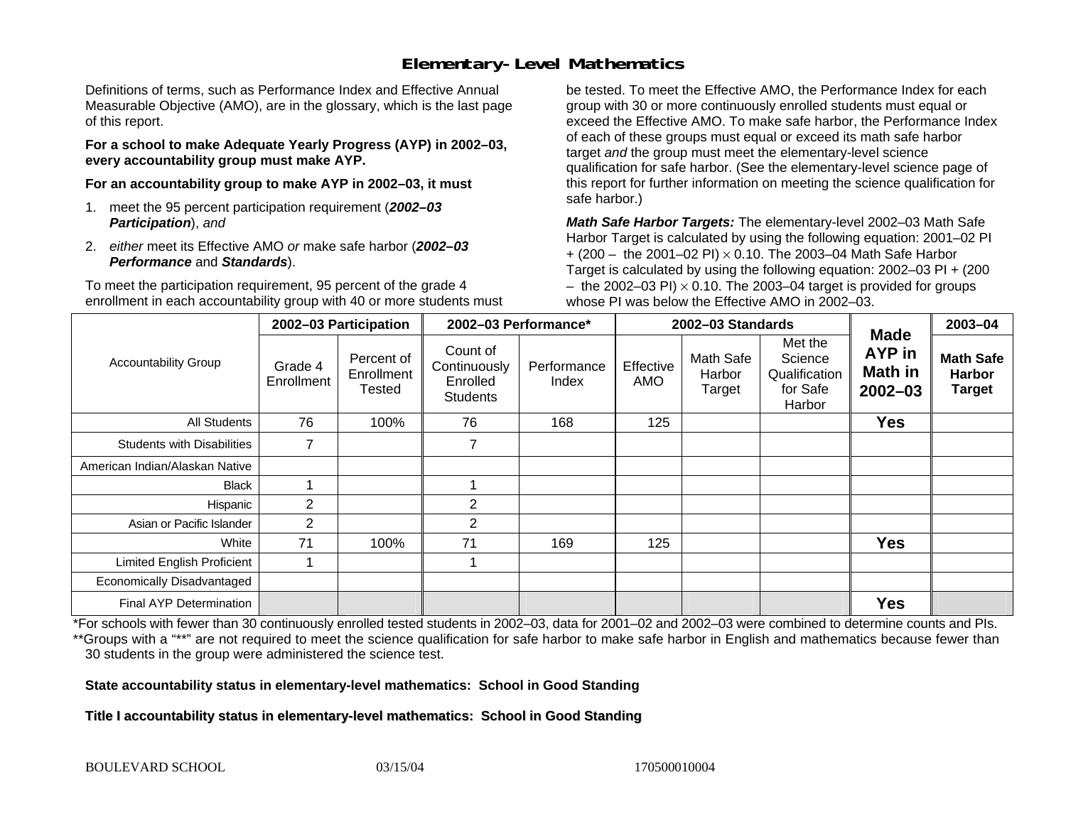# Elementary-Level Mathematics

Definitions of terms, such as Performance Index and Effective Annual Measurable Objective (AMO), are in the glossary, which is the last page of this report.

**For a school to make Adequate Yearly Progress (AYP) in 2002–03, every accountability group must make AYP.**

**For an accountability group to make AYP in 2002–03, it must**

1. meet the 95 percent participation requirement (***2002–03 Participation***), *and*
2. *either* meet its Effective AMO *or* make safe harbor (***2002–03 Performance*** and ***Standards***).

To meet the participation requirement, 95 percent of the grade 4 enrollment in each accountability group with 40 or more students must be tested. To meet the Effective AMO, the Performance Index for each group with 30 or more continuously enrolled students must equal or exceed the Effective AMO. To make safe harbor, the Performance Index of each of these groups must equal or exceed its math safe harbor target *and* the group must meet the elementary-level science qualification for safe harbor. (See the elementary-level science page of this report for further information on meeting the science qualification for safe harbor.)

***Math Safe Harbor Targets:*** The elementary-level 2002–03 Math Safe Harbor Target is calculated by using the following equation: 2001–02 PI + (200 – the 2001–02 PI) $\times$ 0.10. The 2003–04 Math Safe Harbor Target is calculated by using the following equation: 2002–03 PI + (200 – the 2002–03 PI) $\times$ 0.10. The 2003–04 target is provided for groups whose PI was below the Effective AMO in 2002–03.

| Accountability Group | 2002–03 Participation | | 2002–03 Performance* | | 2002–03 Standards | | | Made AYP in Math in 2002–03 | 2003–04 |
|---|---|---|---|---|---|---|---|---|---|
| | Grade 4 Enrollment | Percent of Enrollment Tested | Count of Continuously Enrolled Students | Performance Index | Effective AMO | Math Safe Harbor Target | Met the Science Qualification for Safe Harbor | | Math Safe Harbor Target |
| All Students | 76 | 100% | 76 | 168 | 125 | | | **Yes** | |
| Students with Disabilities | 7 | | 7 | | | | | | |
| American Indian/Alaskan Native | | | | | | | | | |
| Black | 1 | | 1 | | | | | | |
| Hispanic | 2 | | 2 | | | | | | |
| Asian or Pacific Islander | 2 | | 2 | | | | | | |
| White | 71 | 100% | 71 | 169 | 125 | | | **Yes** | |
| Limited English Proficient | 1 | | 1 | | | | | | |
| Economically Disadvantaged | | | | | | | | | |
| Final AYP Determination | | | | | | | | **Yes** | |

*For schools with fewer than 30 continuously enrolled tested students in 2002–03, data for 2001–02 and 2002–03 were combined to determine counts and PIs.

**Groups with a "**" are not required to meet the science qualification for safe harbor to make safe harbor in English and mathematics because fewer than 30 students in the group were administered the science test.

**State accountability status in elementary-level mathematics: School in Good Standing**

**Title I accountability status in elementary-level mathematics: School in Good Standing**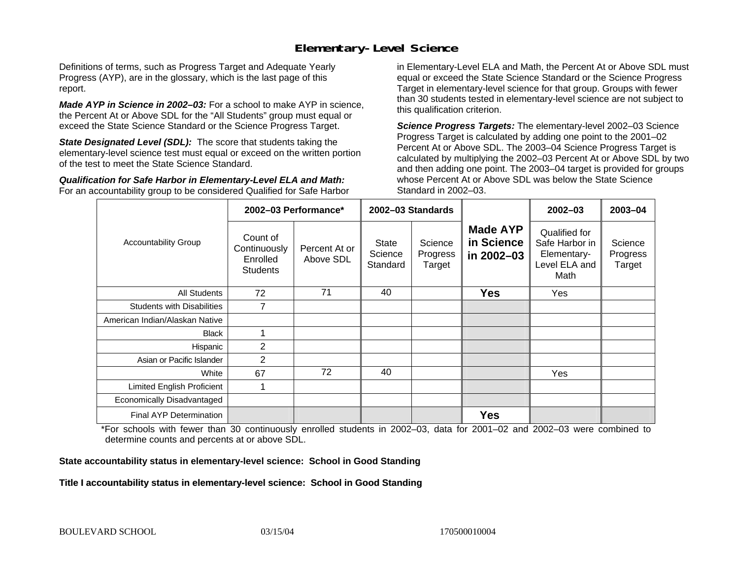## Elementary-Level Science

Definitions of terms, such as Progress Target and Adequate Yearly Progress (AYP), are in the glossary, which is the last page of this report.

***Made AYP in Science in 2002–03:*** For a school to make AYP in science, the Percent At or Above SDL for the "All Students" group must equal or exceed the State Science Standard or the Science Progress Target.

***State Designated Level (SDL):*** The score that students taking the elementary-level science test must equal or exceed on the written portion of the test to meet the State Science Standard.

***Qualification for Safe Harbor in Elementary-Level ELA and Math:*** For an accountability group to be considered Qualified for Safe Harbor in Elementary-Level ELA and Math, the Percent At or Above SDL must equal or exceed the State Science Standard or the Science Progress Target in elementary-level science for that group. Groups with fewer than 30 students tested in elementary-level science are not subject to this qualification criterion.

***Science Progress Targets:*** The elementary-level 2002–03 Science Progress Target is calculated by adding one point to the 2001–02 Percent At or Above SDL. The 2003–04 Science Progress Target is calculated by multiplying the 2002–03 Percent At or Above SDL by two and then adding one point. The 2003–04 target is provided for groups whose Percent At or Above SDL was below the State Science Standard in 2002–03.

| Accountability Group | 2002–03 Performance* | | 2002–03 Standards | | Made AYP in Science in 2002–03 | 2002–03 | 2003–04 |
|---|---|---|---|---|---|---|---|
| | Count of Continuously Enrolled Students | Percent At or Above SDL | State Science Standard | Science Progress Target | | Qualified for Safe Harbor in Elementary-Level ELA and Math | Science Progress Target |
| All Students | 72 | 71 | 40 | | **Yes** | Yes | |
| Students with Disabilities | 7 | | | | | | |
| American Indian/Alaskan Native | | | | | | | |
| Black | 1 | | | | | | |
| Hispanic | 2 | | | | | | |
| Asian or Pacific Islander | 2 | | | | | | |
| White | 67 | 72 | 40 | | | Yes | |
| Limited English Proficient | 1 | | | | | | |
| Economically Disadvantaged | | | | | | | |
| Final AYP Determination | | | | | **Yes** | | |

*For schools with fewer than 30 continuously enrolled students in 2002–03, data for 2001–02 and 2002–03 were combined to determine counts and percents at or above SDL.

**State accountability status in elementary-level science: School in Good Standing**

**Title I accountability status in elementary-level science: School in Good Standing**

BOULEVARD SCHOOL 03/15/04 170500010004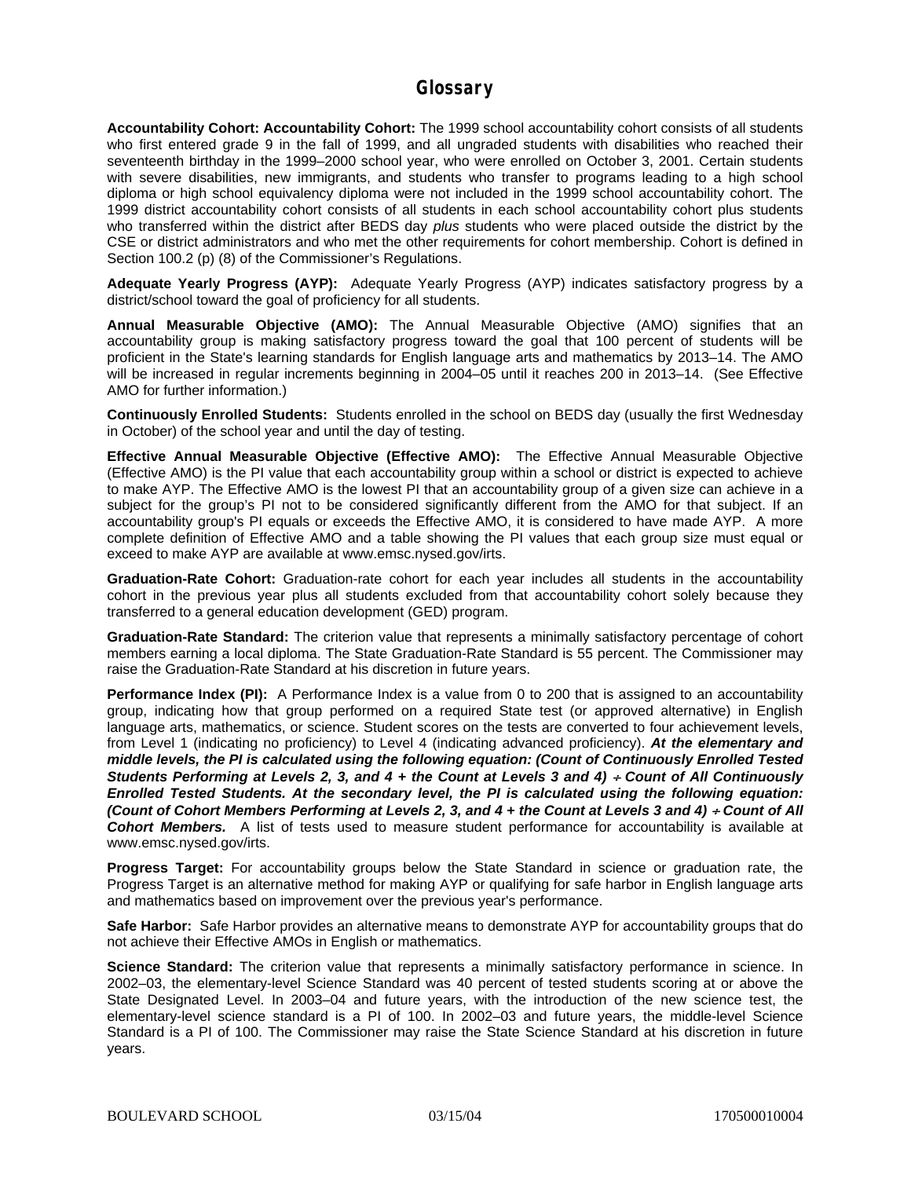# Glossary

**Accountability Cohort: Accountability Cohort:** The 1999 school accountability cohort consists of all students who first entered grade 9 in the fall of 1999, and all ungraded students with disabilities who reached their seventeenth birthday in the 1999–2000 school year, who were enrolled on October 3, 2001. Certain students with severe disabilities, new immigrants, and students who transfer to programs leading to a high school diploma or high school equivalency diploma were not included in the 1999 school accountability cohort. The 1999 district accountability cohort consists of all students in each school accountability cohort plus students who transferred within the district after BEDS day *plus* students who were placed outside the district by the CSE or district administrators and who met the other requirements for cohort membership. Cohort is defined in Section 100.2 (p) (8) of the Commissioner's Regulations.

**Adequate Yearly Progress (AYP):** Adequate Yearly Progress (AYP) indicates satisfactory progress by a district/school toward the goal of proficiency for all students.

**Annual Measurable Objective (AMO):** The Annual Measurable Objective (AMO) signifies that an accountability group is making satisfactory progress toward the goal that 100 percent of students will be proficient in the State's learning standards for English language arts and mathematics by 2013–14. The AMO will be increased in regular increments beginning in 2004–05 until it reaches 200 in 2013–14. (See Effective AMO for further information.)

**Continuously Enrolled Students:** Students enrolled in the school on BEDS day (usually the first Wednesday in October) of the school year and until the day of testing.

**Effective Annual Measurable Objective (Effective AMO):** The Effective Annual Measurable Objective (Effective AMO) is the PI value that each accountability group within a school or district is expected to achieve to make AYP. The Effective AMO is the lowest PI that an accountability group of a given size can achieve in a subject for the group's PI not to be considered significantly different from the AMO for that subject. If an accountability group's PI equals or exceeds the Effective AMO, it is considered to have made AYP. A more complete definition of Effective AMO and a table showing the PI values that each group size must equal or exceed to make AYP are available at www.emsc.nysed.gov/irts.

**Graduation-Rate Cohort:** Graduation-rate cohort for each year includes all students in the accountability cohort in the previous year plus all students excluded from that accountability cohort solely because they transferred to a general education development (GED) program.

**Graduation-Rate Standard:** The criterion value that represents a minimally satisfactory percentage of cohort members earning a local diploma. The State Graduation-Rate Standard is 55 percent. The Commissioner may raise the Graduation-Rate Standard at his discretion in future years.

**Performance Index (PI):** A Performance Index is a value from 0 to 200 that is assigned to an accountability group, indicating how that group performed on a required State test (or approved alternative) in English language arts, mathematics, or science. Student scores on the tests are converted to four achievement levels, from Level 1 (indicating no proficiency) to Level 4 (indicating advanced proficiency). ***At the elementary and middle levels, the PI is calculated using the following equation: (Count of Continuously Enrolled Tested Students Performing at Levels 2, 3, and 4 + the Count at Levels 3 and 4) ÷ Count of All Continuously Enrolled Tested Students. At the secondary level, the PI is calculated using the following equation: (Count of Cohort Members Performing at Levels 2, 3, and 4 + the Count at Levels 3 and 4) ÷ Count of All Cohort Members.*** A list of tests used to measure student performance for accountability is available at www.emsc.nysed.gov/irts.

**Progress Target:** For accountability groups below the State Standard in science or graduation rate, the Progress Target is an alternative method for making AYP or qualifying for safe harbor in English language arts and mathematics based on improvement over the previous year's performance.

**Safe Harbor:** Safe Harbor provides an alternative means to demonstrate AYP for accountability groups that do not achieve their Effective AMOs in English or mathematics.

**Science Standard:** The criterion value that represents a minimally satisfactory performance in science. In 2002–03, the elementary-level Science Standard was 40 percent of tested students scoring at or above the State Designated Level. In 2003–04 and future years, with the introduction of the new science test, the elementary-level science standard is a PI of 100. In 2002–03 and future years, the middle-level Science Standard is a PI of 100. The Commissioner may raise the State Science Standard at his discretion in future years.